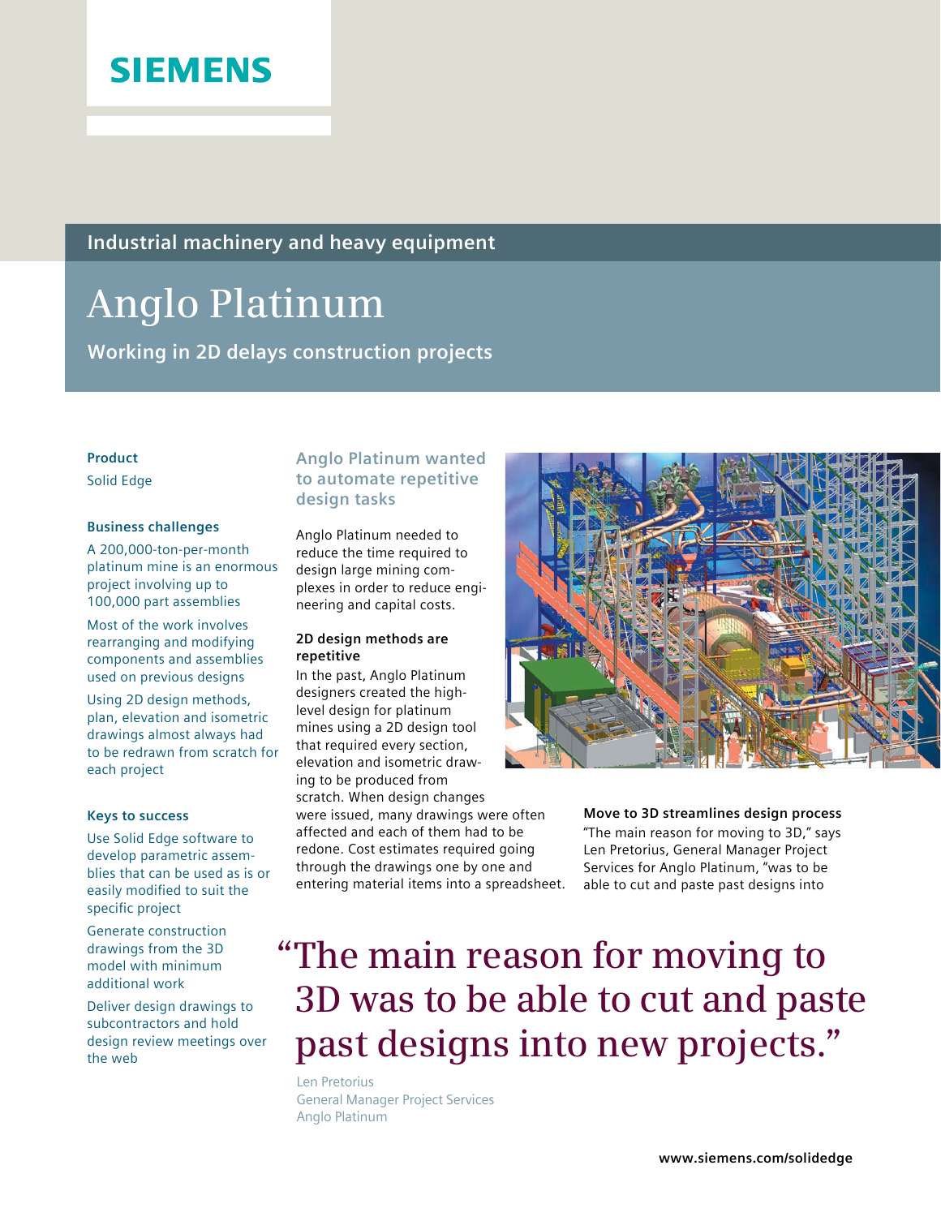SIEMENS

Industrial machinery and heavy equipment

# Anglo Platinum

## Working in 2D delays construction projects

### Product

Solid Edge

### Business challenges

A 200,000-ton-per-month platinum mine is an enormous project involving up to 100,000 part assemblies

Most of the work involves rearranging and modifying components and assemblies used on previous designs

Using 2D design methods, plan, elevation and isometric drawings almost always had to be redrawn from scratch for each project

### Keys to success

Use Solid Edge software to develop parametric assemblies that can be used as is or easily modified to suit the specific project

Generate construction drawings from the 3D model with minimum additional work

Deliver design drawings to subcontractors and hold design review meetings over the web

## Anglo Platinum wanted to automate repetitive design tasks

Anglo Platinum needed to reduce the time required to design large mining complexes in order to reduce engineering and capital costs.

### 2D design methods are repetitive

In the past, Anglo Platinum designers created the high-level design for platinum mines using a 2D design tool that required every section, elevation and isometric drawing to be produced from scratch. When design changes were issued, many drawings were often affected and each of them had to be redone. Cost estimates required going through the drawings one by one and entering material items into a spreadsheet.

### Move to 3D streamlines design process

"The main reason for moving to 3D," says Len Pretorius, General Manager Project Services for Anglo Platinum, "was to be able to cut and paste past designs into

> "The main reason for moving to 3D was to be able to cut and paste past designs into new projects."
>
> Len Pretorius
> General Manager Project Services
> Anglo Platinum

www.siemens.com/solidedge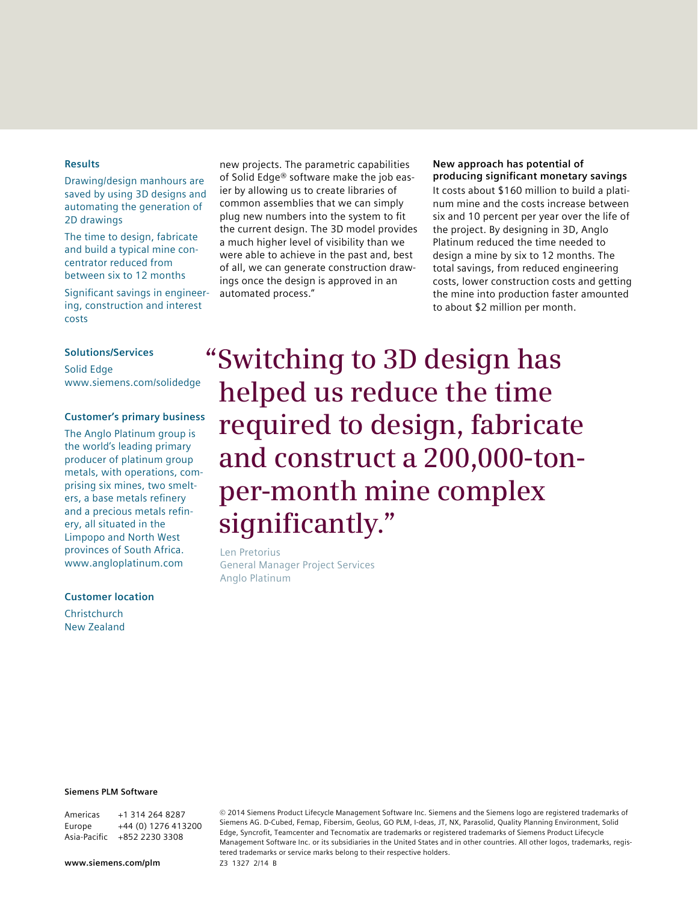### Results

Drawing/design manhours are saved by using 3D designs and automating the generation of 2D drawings

The time to design, fabricate and build a typical mine concentrator reduced from between six to 12 months

Significant savings in engineering, construction and interest costs

### Solutions/Services

Solid Edge
www.siemens.com/solidedge

### Customer's primary business

The Anglo Platinum group is the world's leading primary producer of platinum group metals, with operations, comprising six mines, two smelters, a base metals refinery and a precious metals refinery, all situated in the Limpopo and North West provinces of South Africa.
www.angloplatinum.com

### Customer location

Christchurch
New Zealand

new projects. The parametric capabilities of Solid Edge® software make the job easier by allowing us to create libraries of common assemblies that we can simply plug new numbers into the system to fit the current design. The 3D model provides a much higher level of visibility than we were able to achieve in the past and, best of all, we can generate construction drawings once the design is approved in an automated process."

**New approach has potential of producing significant monetary savings**

It costs about $160 million to build a platinum mine and the costs increase between six and 10 percent per year over the life of the project. By designing in 3D, Anglo Platinum reduced the time needed to design a mine by six to 12 months. The total savings, from reduced engineering costs, lower construction costs and getting the mine into production faster amounted to about $2 million per month.

> "Switching to 3D design has helped us reduce the time required to design, fabricate and construct a 200,000-ton-per-month mine complex significantly."
>
> Len Pretorius
> General Manager Project Services
> Anglo Platinum

**Siemens PLM Software**

| | |
|---|---|
| Americas | +1 314 264 8287 |
| Europe | +44 (0) 1276 413200 |
| Asia-Pacific | +852 2230 3308 |

**www.siemens.com/plm**

© 2014 Siemens Product Lifecycle Management Software Inc. Siemens and the Siemens logo are registered trademarks of Siemens AG. D-Cubed, Femap, Fibersim, Geolus, GO PLM, I-deas, JT, NX, Parasolid, Quality Planning Environment, Solid Edge, Syncrofit, Teamcenter and Tecnomatix are trademarks or registered trademarks of Siemens Product Lifecycle Management Software Inc. or its subsidiaries in the United States and in other countries. All other logos, trademarks, registered trademarks or service marks belong to their respective holders.

Z3 1327 2/14 B